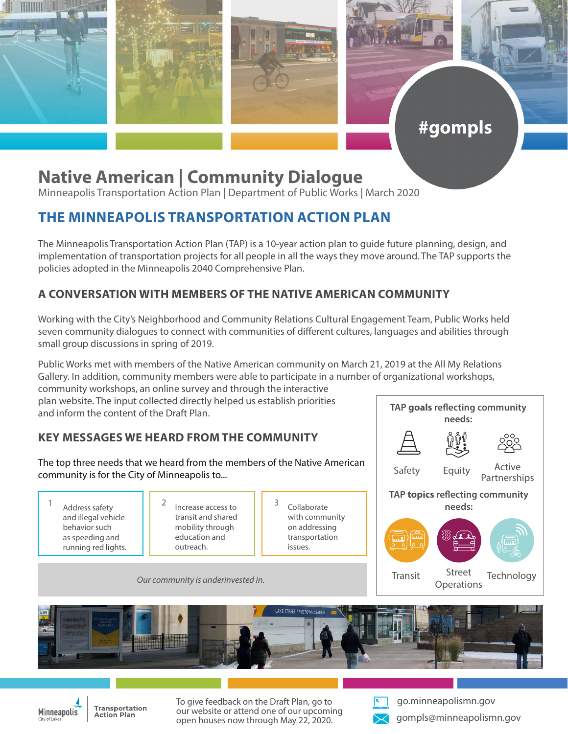#gompls

# Native American | Community Dialogue

Minneapolis Transportation Action Plan | Department of Public Works | March 2020

## THE MINNEAPOLIS TRANSPORTATION ACTION PLAN

The Minneapolis Transportation Action Plan (TAP) is a 10-year action plan to guide future planning, design, and implementation of transportation projects for all people in all the ways they move around. The TAP supports the policies adopted in the Minneapolis 2040 Comprehensive Plan.

### A CONVERSATION WITH MEMBERS OF THE NATIVE AMERICAN COMMUNITY

Working with the City's Neighborhood and Community Relations Cultural Engagement Team, Public Works held seven community dialogues to connect with communities of different cultures, languages and abilities through small group discussions in spring of 2019.

Public Works met with members of the Native American community on March 21, 2019 at the All My Relations Gallery. In addition, community members were able to participate in a number of organizational workshops, community workshops, an online survey and through the interactive plan website. The input collected directly helped us establish priorities and inform the content of the Draft Plan.

### KEY MESSAGES WE HEARD FROM THE COMMUNITY

The top three needs that we heard from the members of the Native American community is for the City of Minneapolis to...

1. Address safety and illegal vehicle behavior such as speeding and running red lights.
2. Increase access to transit and shared mobility through education and outreach.
3. Collaborate with community on addressing transportation issues.

*Our community is underinvested in.*

**TAP goals** reflecting community needs:

- Safety
- Equity
- Active Partnerships

**TAP topics** reflecting community needs:

- Transit
- Street Operations
- Technology

To give feedback on the Draft Plan, go to our website or attend one of our upcoming open houses now through May 22, 2020.

go.minneapolismn.gov

gompls@minneapolismn.gov

Minneapolis City of Lakes | Transportation Action Plan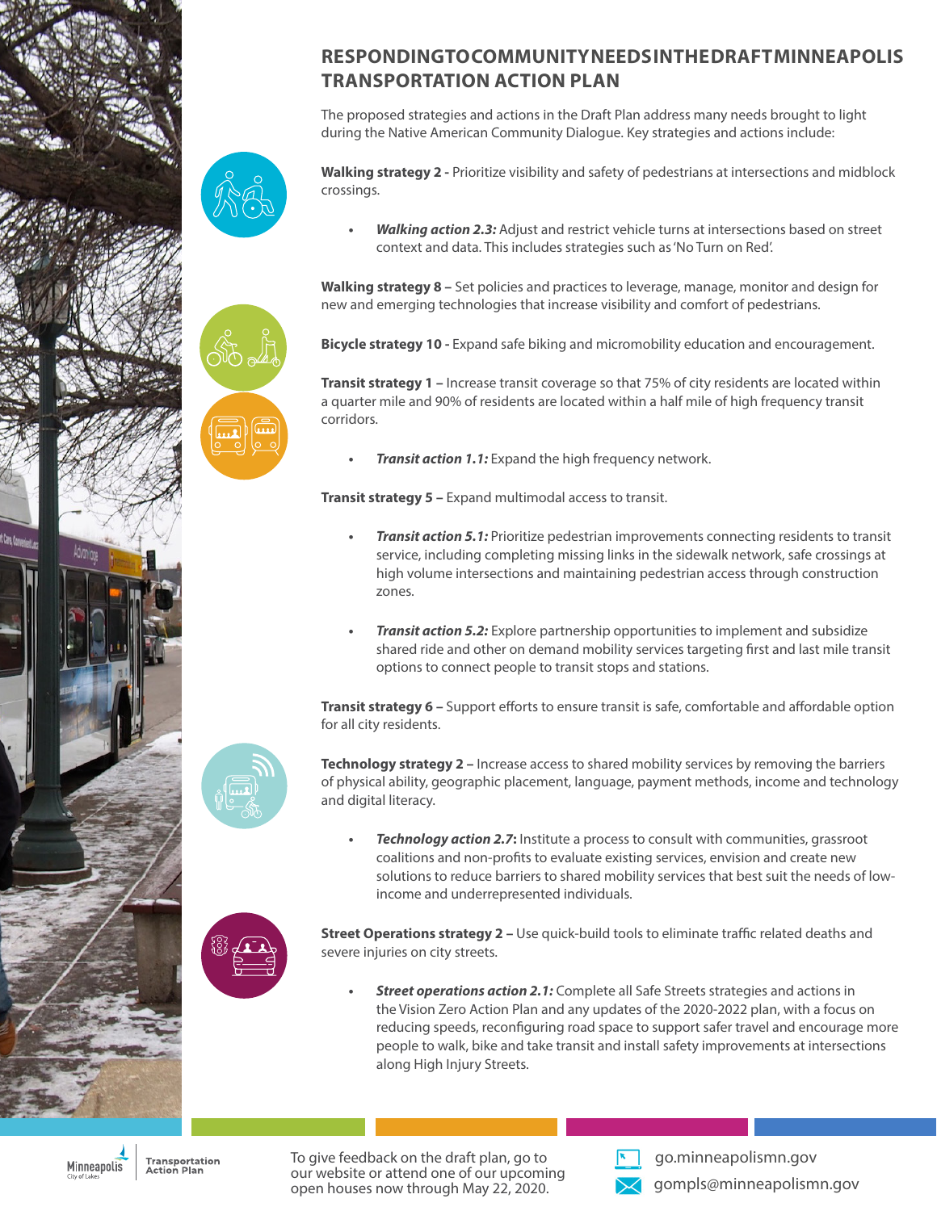# RESPONDINGTOCOMMUNITYNEEDSINTHEDRAFTMINNEAPOLIS TRANSPORTATION ACTION PLAN

The proposed strategies and actions in the Draft Plan address many needs brought to light during the Native American Community Dialogue. Key strategies and actions include:

**Walking strategy 2 -** Prioritize visibility and safety of pedestrians at intersections and midblock crossings.

- ***Walking action 2.3:*** Adjust and restrict vehicle turns at intersections based on street context and data. This includes strategies such as 'No Turn on Red'.

**Walking strategy 8 –** Set policies and practices to leverage, manage, monitor and design for new and emerging technologies that increase visibility and comfort of pedestrians.

**Bicycle strategy 10 -** Expand safe biking and micromobility education and encouragement.

**Transit strategy 1 –** Increase transit coverage so that 75% of city residents are located within a quarter mile and 90% of residents are located within a half mile of high frequency transit corridors.

- ***Transit action 1.1:*** Expand the high frequency network.

**Transit strategy 5 –** Expand multimodal access to transit.

- ***Transit action 5.1:*** Prioritize pedestrian improvements connecting residents to transit service, including completing missing links in the sidewalk network, safe crossings at high volume intersections and maintaining pedestrian access through construction zones.
- ***Transit action 5.2:*** Explore partnership opportunities to implement and subsidize shared ride and other on demand mobility services targeting first and last mile transit options to connect people to transit stops and stations.

**Transit strategy 6 –** Support efforts to ensure transit is safe, comfortable and affordable option for all city residents.

**Technology strategy 2 –** Increase access to shared mobility services by removing the barriers of physical ability, geographic placement, language, payment methods, income and technology and digital literacy.

- ***Technology action 2.7*****:** Institute a process to consult with communities, grassroot coalitions and non-profits to evaluate existing services, envision and create new solutions to reduce barriers to shared mobility services that best suit the needs of low-income and underrepresented individuals.

**Street Operations strategy 2 –** Use quick-build tools to eliminate traffic related deaths and severe injuries on city streets.

- ***Street operations action 2.1:*** Complete all Safe Streets strategies and actions in the Vision Zero Action Plan and any updates of the 2020-2022 plan, with a focus on reducing speeds, reconfiguring road space to support safer travel and encourage more people to walk, bike and take transit and install safety improvements at intersections along High Injury Streets.

To give feedback on the draft plan, go to our website or attend one of our upcoming open houses now through May 22, 2020.

go.minneapolismn.gov

gompls@minneapolismn.gov